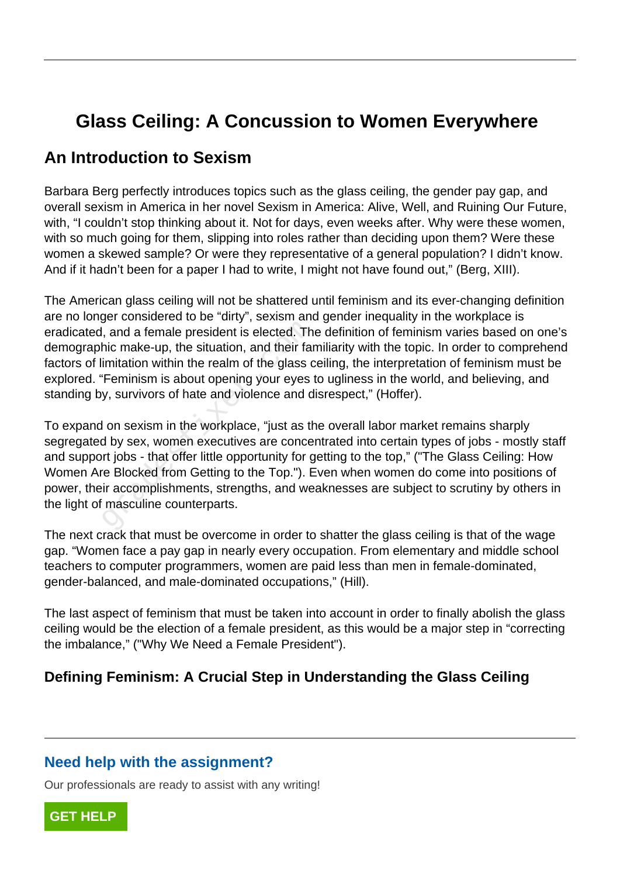# Glass Ceiling: A Concussion to Women Everywhere

## An Introduction to Sexism

Barbara Berg perfectly introduces topics such as the glass ceiling, the gender pay gap, and overall sexism in America in her novel Sexism in America: Alive, Well, and Ruining Our Future, with, “I couldn’t stop thinking about it. Not for days, even weeks after. Why were these women, with so much going for them, slipping into roles rather than deciding upon them? Were these women a skewed sample? Or were they representative of a general population? I didn’t know. And if it hadn’t been for a paper I had to write, I might not have found out,” (Berg, XIII).

The American glass ceiling will not be shattered until feminism and its ever-changing definition are no longer considered to be “dirty”, sexism and gender inequality in the workplace is eradicated, and a female president is elected. The definition of feminism varies based on one’s demographic make-up, the situation, and their familiarity with the topic. In order to comprehend factors of limitation within the realm of the glass ceiling, the interpretation of feminism must be explored. “Feminism is about opening your eyes to ugliness in the world, and believing, and standing by, survivors of hate and violence and disrespect,” (Hoffer).

To expand on sexism in the workplace, “just as the overall labor market remains sharply segregated by sex, women executives are concentrated into certain types of jobs - mostly staff and support jobs - that offer little opportunity for getting to the top,” ("The Glass Ceiling: How Women Are Blocked from Getting to the Top."). Even when women do come into positions of power, their accomplishments, strengths, and weaknesses are subject to scrutiny by others in the light of masculine counterparts.

The next crack that must be overcome in order to shatter the glass ceiling is that of the wage gap. “Women face a pay gap in nearly every occupation. From elementary and middle school teachers to computer programmers, women are paid less than men in female-dominated, gender-balanced, and male-dominated occupations,” (Hill).

The last aspect of feminism that must be taken into account in order to finally abolish the glass ceiling would be the election of a female president, as this would be a major step in “correcting the imbalance,” ("Why We Need a Female President").

## Defining Feminism: A Crucial Step in Understanding the Glass Ceiling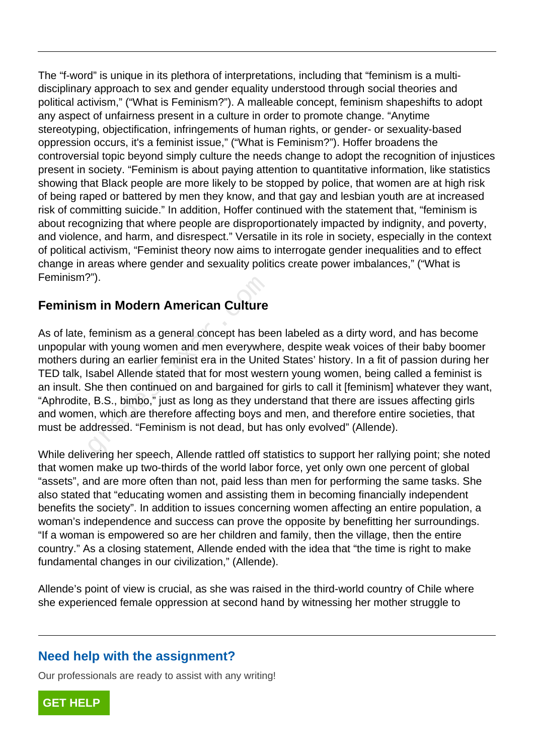The “f-word” is unique in its plethora of interpretations, including that “feminism is a multi-disciplinary approach to sex and gender equality understood through social theories and political activism,” (“What is Feminism?”). A malleable concept, feminism shapeshifts to adopt any aspect of unfairness present in a culture in order to promote change. “Anytime stereotyping, objectification, infringements of human rights, or gender- or sexuality-based oppression occurs, it's a feminist issue,” (“What is Feminism?”). Hoffer broadens the controversial topic beyond simply culture the needs change to adopt the recognition of injustices present in society. “Feminism is about paying attention to quantitative information, like statistics showing that Black people are more likely to be stopped by police, that women are at high risk of being raped or battered by men they know, and that gay and lesbian youth are at increased risk of committing suicide.” In addition, Hoffer continued with the statement that, “feminism is about recognizing that where people are disproportionately impacted by indignity, and poverty, and violence, and harm, and disrespect.” Versatile in its role in society, especially in the context of political activism, “Feminist theory now aims to interrogate gender inequalities and to effect change in areas where gender and sexuality politics create power imbalances,” (“What is Feminism?”).

## Feminism in Modern American Culture

As of late, feminism as a general concept has been labeled as a dirty word, and has become unpopular with young women and men everywhere, despite weak voices of their baby boomer mothers during an earlier feminist era in the United States' history. In a fit of passion during her TED talk, Isabel Allende stated that for most western young women, being called a feminist is an insult. She then continued on and bargained for girls to call it [feminism] whatever they want, “Aphrodite, B.S., bimbo,” just as long as they understand that there are issues affecting girls and women, which are therefore affecting boys and men, and therefore entire societies, that must be addressed. “Feminism is not dead, but has only evolved” (Allende).

While delivering her speech, Allende rattled off statistics to support her rallying point; she noted that women make up two-thirds of the world labor force, yet only own one percent of global “assets”, and are more often than not, paid less than men for performing the same tasks. She also stated that “educating women and assisting them in becoming financially independent benefits the society”. In addition to issues concerning women affecting an entire population, a woman's independence and success can prove the opposite by benefitting her surroundings. “If a woman is empowered so are her children and family, then the village, then the entire country.” As a closing statement, Allende ended with the idea that “the time is right to make fundamental changes in our civilization,” (Allende).

Allende's point of view is crucial, as she was raised in the third-world country of Chile where she experienced female oppression at second hand by witnessing her mother struggle to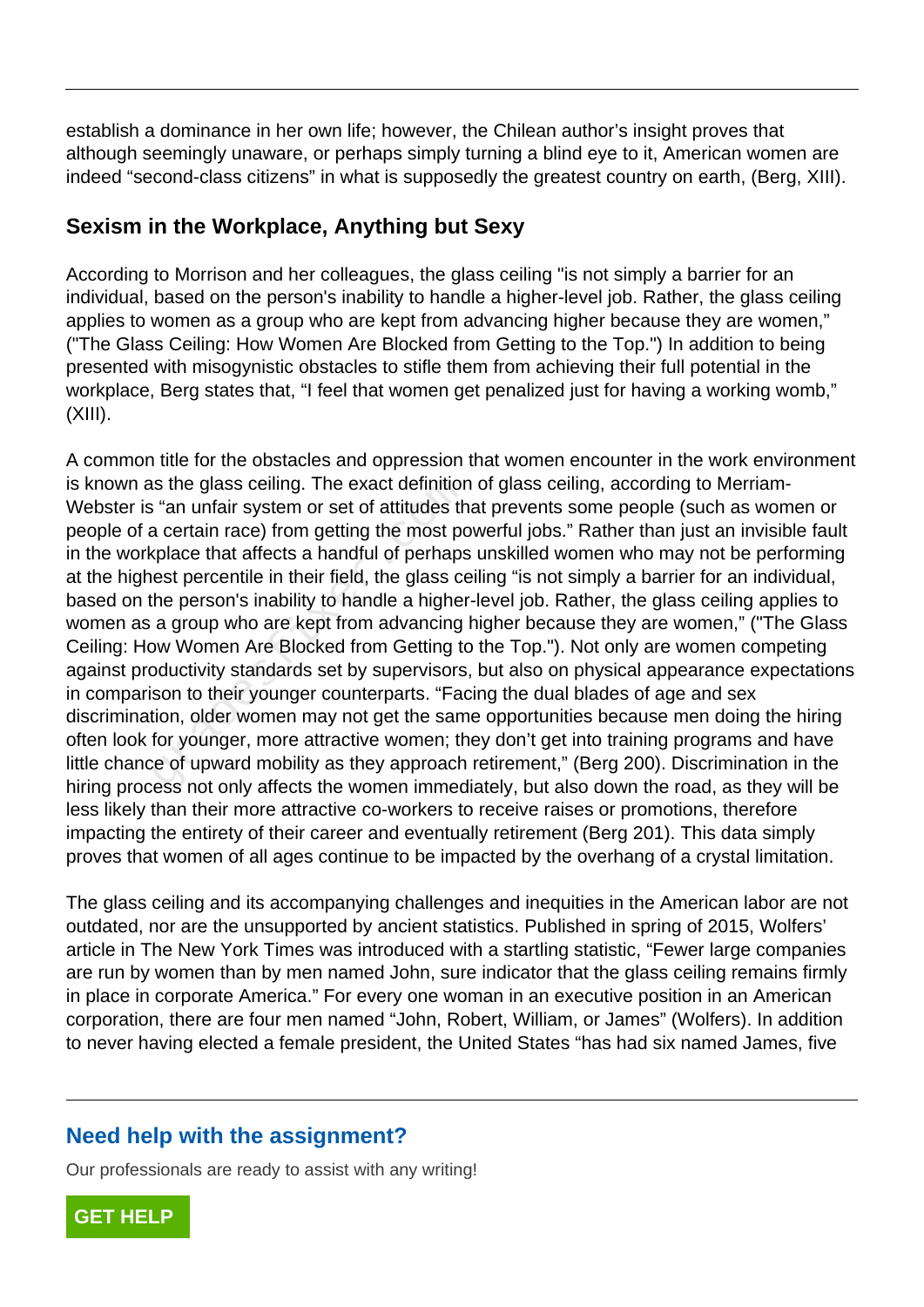establish a dominance in her own life; however, the Chilean author's insight proves that although seemingly unaware, or perhaps simply turning a blind eye to it, American women are indeed "second-class citizens" in what is supposedly the greatest country on earth, (Berg, XIII).

## Sexism in the Workplace, Anything but Sexy

According to Morrison and her colleagues, the glass ceiling "is not simply a barrier for an individual, based on the person's inability to handle a higher-level job. Rather, the glass ceiling applies to women as a group who are kept from advancing higher because they are women," ("The Glass Ceiling: How Women Are Blocked from Getting to the Top.") In addition to being presented with misogynistic obstacles to stifle them from achieving their full potential in the workplace, Berg states that, "I feel that women get penalized just for having a working womb," (XIII).

A common title for the obstacles and oppression that women encounter in the work environment is known as the glass ceiling. The exact definition of glass ceiling, according to Merriam-Webster is "an unfair system or set of attitudes that prevents some people (such as women or people of a certain race) from getting the most powerful jobs." Rather than just an invisible fault in the workplace that affects a handful of perhaps unskilled women who may not be performing at the highest percentile in their field, the glass ceiling "is not simply a barrier for an individual, based on the person's inability to handle a higher-level job. Rather, the glass ceiling applies to women as a group who are kept from advancing higher because they are women," ("The Glass Ceiling: How Women Are Blocked from Getting to the Top."). Not only are women competing against productivity standards set by supervisors, but also on physical appearance expectations in comparison to their younger counterparts. "Facing the dual blades of age and sex discrimination, older women may not get the same opportunities because men doing the hiring often look for younger, more attractive women; they don't get into training programs and have little chance of upward mobility as they approach retirement," (Berg 200). Discrimination in the hiring process not only affects the women immediately, but also down the road, as they will be less likely than their more attractive co-workers to receive raises or promotions, therefore impacting the entirety of their career and eventually retirement (Berg 201). This data simply proves that women of all ages continue to be impacted by the overhang of a crystal limitation.

The glass ceiling and its accompanying challenges and inequities in the American labor are not outdated, nor are the unsupported by ancient statistics. Published in spring of 2015, Wolfers' article in The New York Times was introduced with a startling statistic, "Fewer large companies are run by women than by men named John, sure indicator that the glass ceiling remains firmly in place in corporate America." For every one woman in an executive position in an American corporation, there are four men named "John, Robert, William, or James" (Wolfers). In addition to never having elected a female president, the United States "has had six named James, five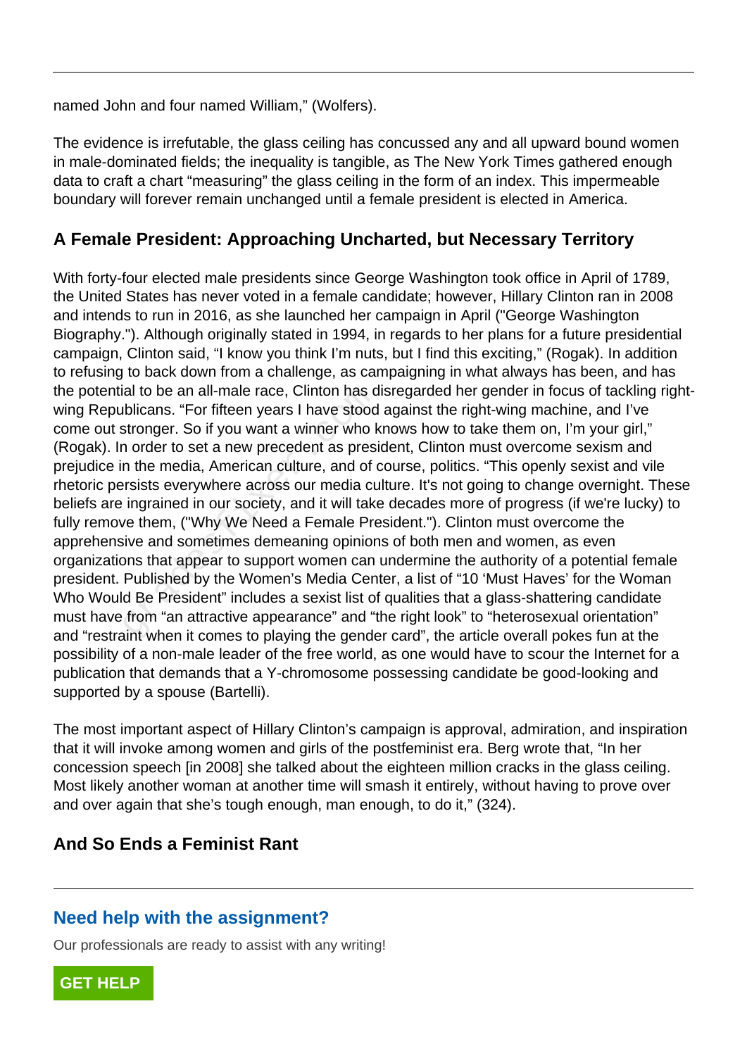named John and four named William," (Wolfers).

The evidence is irrefutable, the glass ceiling has concussed any and all upward bound women in male-dominated fields; the inequality is tangible, as The New York Times gathered enough data to craft a chart "measuring" the glass ceiling in the form of an index. This impermeable boundary will forever remain unchanged until a female president is elected in America.

## A Female President: Approaching Uncharted, but Necessary Territory

With forty-four elected male presidents since George Washington took office in April of 1789, the United States has never voted in a female candidate; however, Hillary Clinton ran in 2008 and intends to run in 2016, as she launched her campaign in April ("George Washington Biography."). Although originally stated in 1994, in regards to her plans for a future presidential campaign, Clinton said, "I know you think I'm nuts, but I find this exciting," (Rogak). In addition to refusing to back down from a challenge, as campaigning in what always has been, and has the potential to be an all-male race, Clinton has disregarded her gender in focus of tackling right-wing Republicans. "For fifteen years I have stood against the right-wing machine, and I've come out stronger. So if you want a winner who knows how to take them on, I'm your girl," (Rogak). In order to set a new precedent as president, Clinton must overcome sexism and prejudice in the media, American culture, and of course, politics. "This openly sexist and vile rhetoric persists everywhere across our media culture. It's not going to change overnight. These beliefs are ingrained in our society, and it will take decades more of progress (if we're lucky) to fully remove them, ("Why We Need a Female President."). Clinton must overcome the apprehensive and sometimes demeaning opinions of both men and women, as even organizations that appear to support women can undermine the authority of a potential female president. Published by the Women's Media Center, a list of "10 'Must Haves' for the Woman Who Would Be President" includes a sexist list of qualities that a glass-shattering candidate must have from "an attractive appearance" and "the right look" to "heterosexual orientation" and "restraint when it comes to playing the gender card", the article overall pokes fun at the possibility of a non-male leader of the free world, as one would have to scour the Internet for a publication that demands that a Y-chromosome possessing candidate be good-looking and supported by a spouse (Bartelli).

The most important aspect of Hillary Clinton's campaign is approval, admiration, and inspiration that it will invoke among women and girls of the postfeminist era. Berg wrote that, "In her concession speech [in 2008] she talked about the eighteen million cracks in the glass ceiling. Most likely another woman at another time will smash it entirely, without having to prove over and over again that she's tough enough, man enough, to do it," (324).

## And So Ends a Feminist Rant

## Need help with the assignment?

Our professionals are ready to assist with any writing!

GET HELP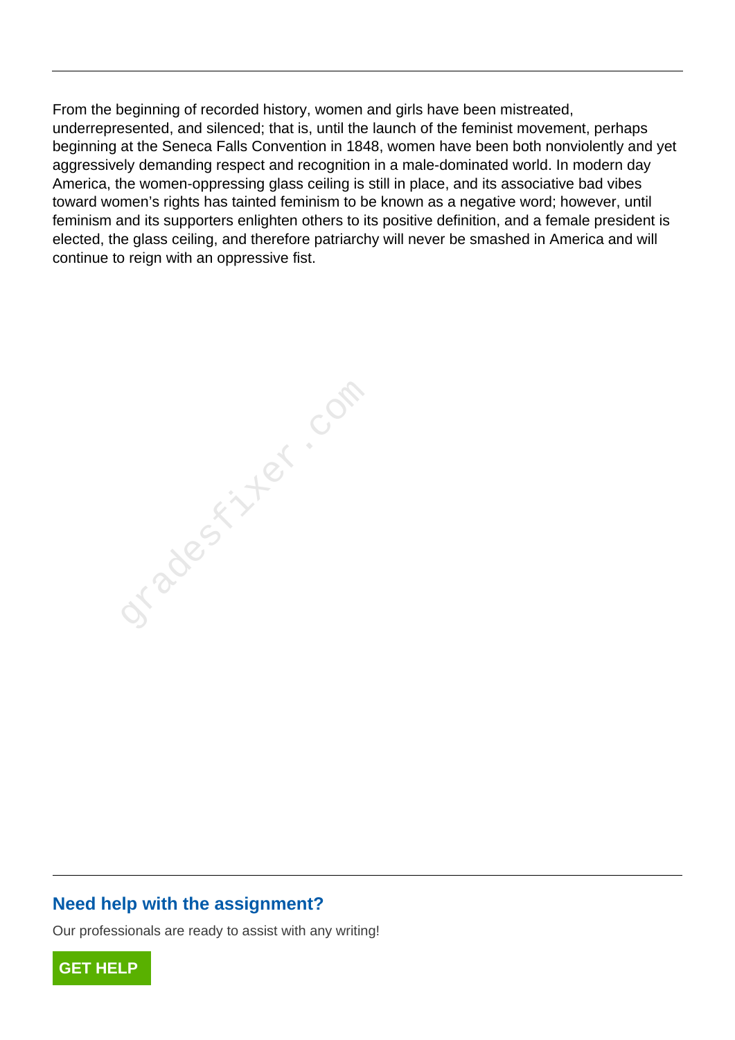From the beginning of recorded history, women and girls have been mistreated, underrepresented, and silenced; that is, until the launch of the feminist movement, perhaps beginning at the Seneca Falls Convention in 1848, women have been both nonviolently and yet aggressively demanding respect and recognition in a male-dominated world. In modern day America, the women-oppressing glass ceiling is still in place, and its associative bad vibes toward women's rights has tainted feminism to be known as a negative word; however, until feminism and its supporters enlighten others to its positive definition, and a female president is elected, the glass ceiling, and therefore patriarchy will never be smashed in America and will continue to reign with an oppressive fist.